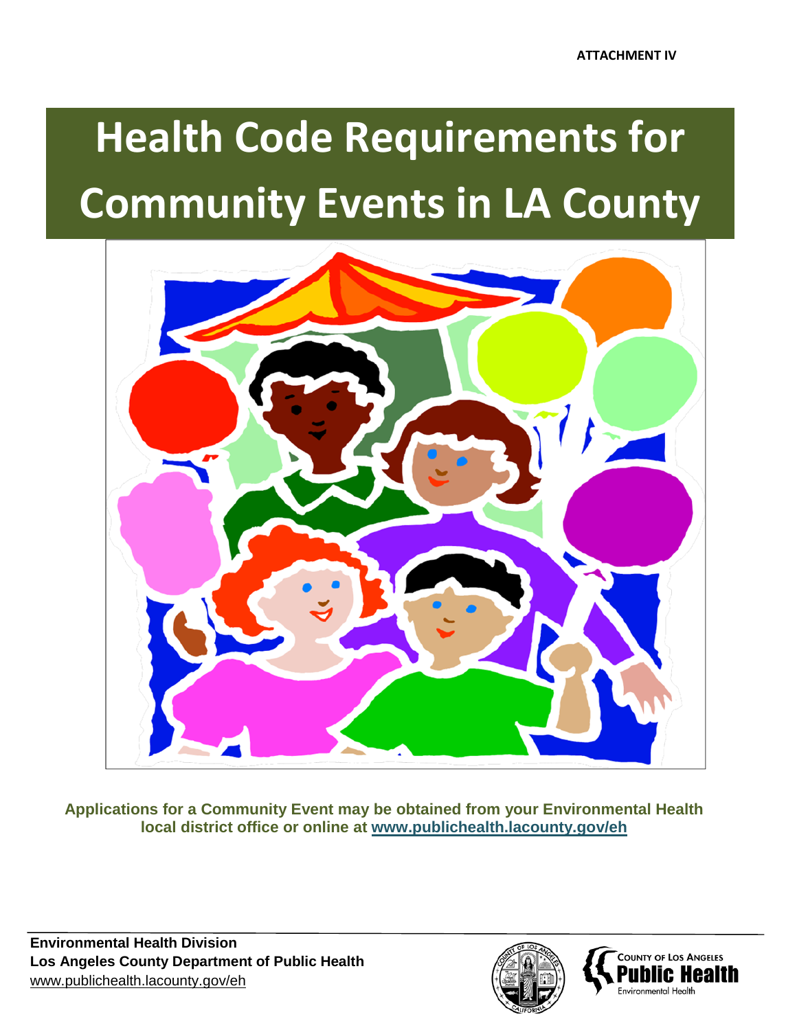ATTACHMENT IV

# Health Code Requirements for Community Events in LA County

**Applications for a Community Event may be obtained from your Environmental Health local district office or online at [www.publichealth.lacounty.gov/eh](http://www.publichealth.lacounty.gov/eh)**

**Environmental Health Division**
**Los Angeles County Department of Public Health**
[www.publichealth.lacounty.gov/eh](http://www.publichealth.lacounty.gov/eh)

County of Los Angeles Public Health
Environmental Health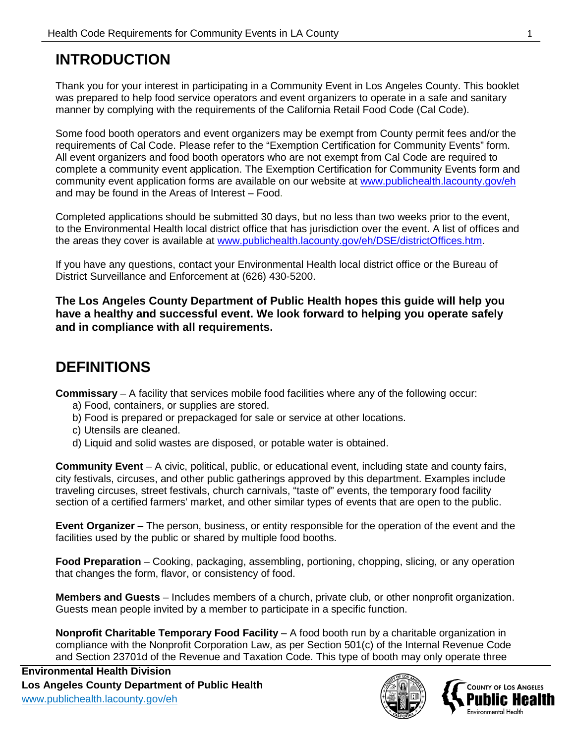## INTRODUCTION

Thank you for your interest in participating in a Community Event in Los Angeles County. This booklet was prepared to help food service operators and event organizers to operate in a safe and sanitary manner by complying with the requirements of the California Retail Food Code (Cal Code).

Some food booth operators and event organizers may be exempt from County permit fees and/or the requirements of Cal Code. Please refer to the "Exemption Certification for Community Events" form. All event organizers and food booth operators who are not exempt from Cal Code are required to complete a community event application. The Exemption Certification for Community Events form and community event application forms are available on our website at www.publichealth.lacounty.gov/eh and may be found in the Areas of Interest – Food.

Completed applications should be submitted 30 days, but no less than two weeks prior to the event, to the Environmental Health local district office that has jurisdiction over the event. A list of offices and the areas they cover is available at www.publichealth.lacounty.gov/eh/DSE/districtOffices.htm.

If you have any questions, contact your Environmental Health local district office or the Bureau of District Surveillance and Enforcement at (626) 430-5200.

**The Los Angeles County Department of Public Health hopes this guide will help you have a healthy and successful event. We look forward to helping you operate safely and in compliance with all requirements.**

## DEFINITIONS

**Commissary** – A facility that services mobile food facilities where any of the following occur:

a) Food, containers, or supplies are stored.
b) Food is prepared or prepackaged for sale or service at other locations.
c) Utensils are cleaned.
d) Liquid and solid wastes are disposed, or potable water is obtained.

**Community Event** – A civic, political, public, or educational event, including state and county fairs, city festivals, circuses, and other public gatherings approved by this department. Examples include traveling circuses, street festivals, church carnivals, "taste of" events, the temporary food facility section of a certified farmers' market, and other similar types of events that are open to the public.

**Event Organizer** – The person, business, or entity responsible for the operation of the event and the facilities used by the public or shared by multiple food booths.

**Food Preparation** – Cooking, packaging, assembling, portioning, chopping, slicing, or any operation that changes the form, flavor, or consistency of food.

**Members and Guests** – Includes members of a church, private club, or other nonprofit organization. Guests mean people invited by a member to participate in a specific function.

**Nonprofit Charitable Temporary Food Facility** – A food booth run by a charitable organization in compliance with the Nonprofit Corporation Law, as per Section 501(c) of the Internal Revenue Code and Section 23701d of the Revenue and Taxation Code. This type of booth may only operate three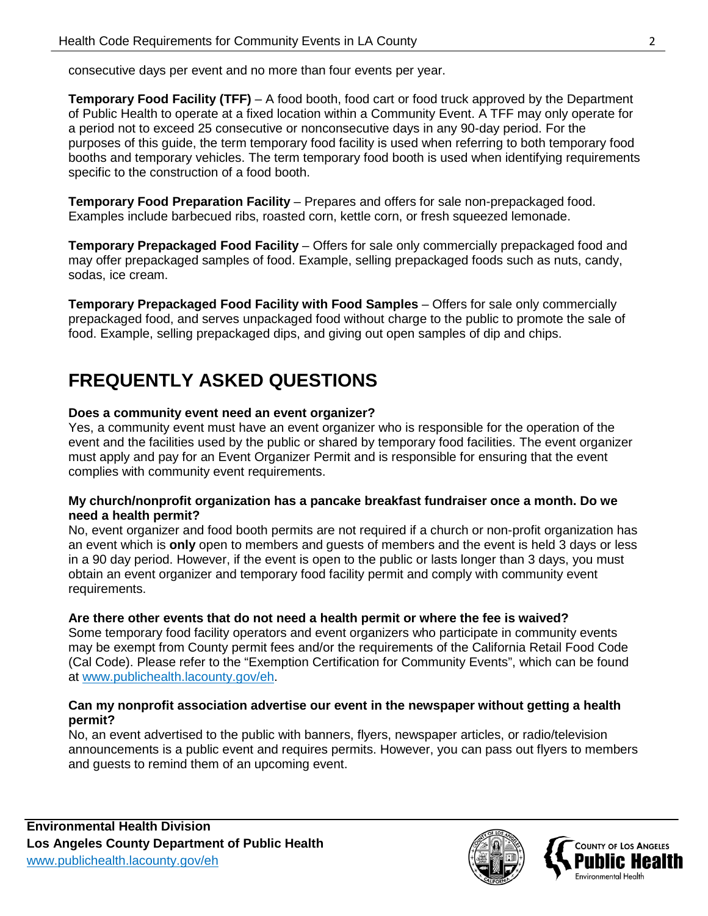consecutive days per event and no more than four events per year.

**Temporary Food Facility (TFF)** – A food booth, food cart or food truck approved by the Department of Public Health to operate at a fixed location within a Community Event. A TFF may only operate for a period not to exceed 25 consecutive or nonconsecutive days in any 90-day period. For the purposes of this guide, the term temporary food facility is used when referring to both temporary food booths and temporary vehicles. The term temporary food booth is used when identifying requirements specific to the construction of a food booth.

**Temporary Food Preparation Facility** – Prepares and offers for sale non-prepackaged food. Examples include barbecued ribs, roasted corn, kettle corn, or fresh squeezed lemonade.

**Temporary Prepackaged Food Facility** – Offers for sale only commercially prepackaged food and may offer prepackaged samples of food. Example, selling prepackaged foods such as nuts, candy, sodas, ice cream.

**Temporary Prepackaged Food Facility with Food Samples** – Offers for sale only commercially prepackaged food, and serves unpackaged food without charge to the public to promote the sale of food. Example, selling prepackaged dips, and giving out open samples of dip and chips.

# FREQUENTLY ASKED QUESTIONS

**Does a community event need an event organizer?**
Yes, a community event must have an event organizer who is responsible for the operation of the event and the facilities used by the public or shared by temporary food facilities. The event organizer must apply and pay for an Event Organizer Permit and is responsible for ensuring that the event complies with community event requirements.

**My church/nonprofit organization has a pancake breakfast fundraiser once a month. Do we need a health permit?**
No, event organizer and food booth permits are not required if a church or non-profit organization has an event which is **only** open to members and guests of members and the event is held 3 days or less in a 90 day period. However, if the event is open to the public or lasts longer than 3 days, you must obtain an event organizer and temporary food facility permit and comply with community event requirements.

**Are there other events that do not need a health permit or where the fee is waived?**
Some temporary food facility operators and event organizers who participate in community events may be exempt from County permit fees and/or the requirements of the California Retail Food Code (Cal Code). Please refer to the "Exemption Certification for Community Events", which can be found at [www.publichealth.lacounty.gov/eh](http://www.publichealth.lacounty.gov/eh).

**Can my nonprofit association advertise our event in the newspaper without getting a health permit?**
No, an event advertised to the public with banners, flyers, newspaper articles, or radio/television announcements is a public event and requires permits. However, you can pass out flyers to members and guests to remind them of an upcoming event.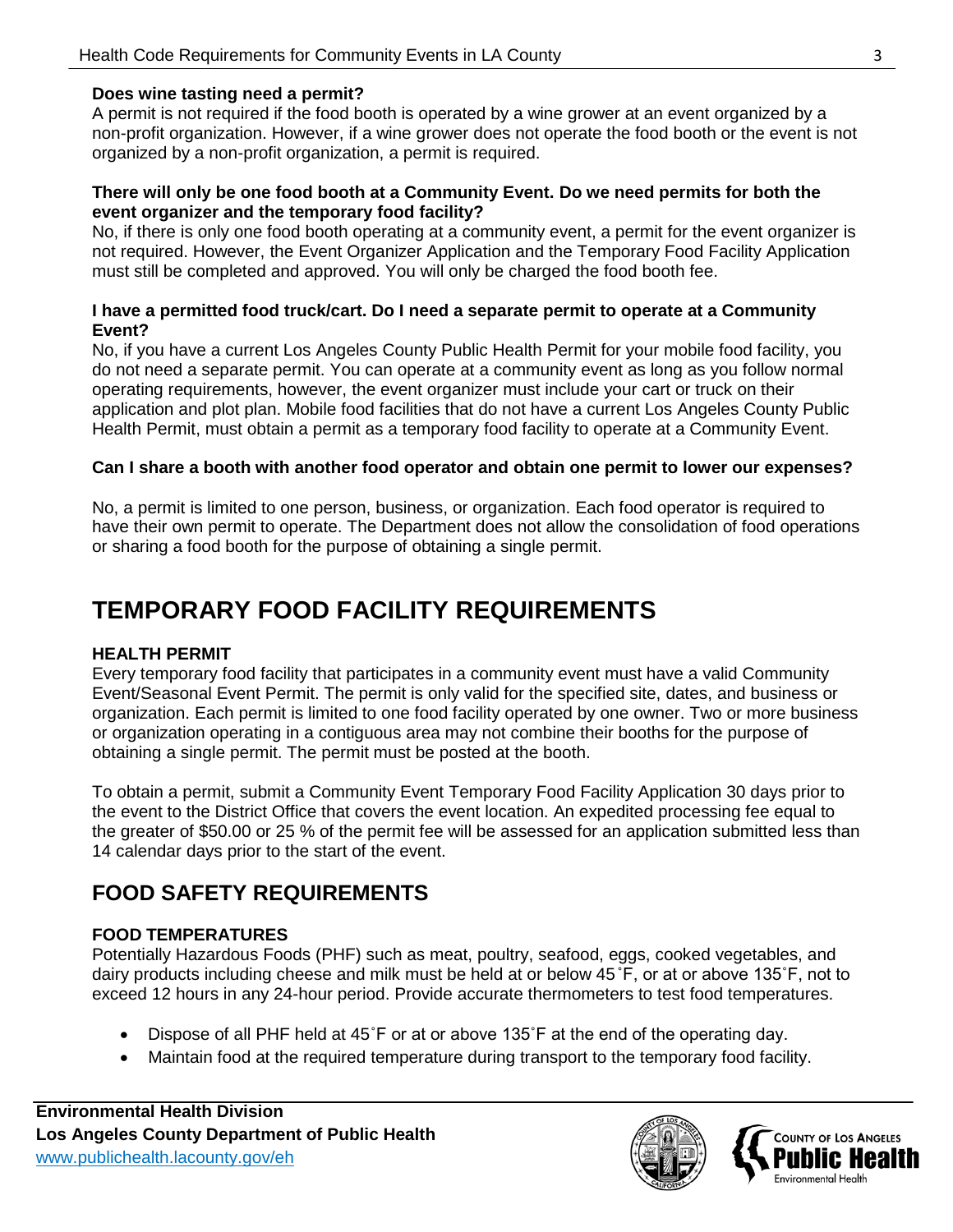**Does wine tasting need a permit?**
A permit is not required if the food booth is operated by a wine grower at an event organized by a non-profit organization. However, if a wine grower does not operate the food booth or the event is not organized by a non-profit organization, a permit is required.

**There will only be one food booth at a Community Event. Do we need permits for both the event organizer and the temporary food facility?**
No, if there is only one food booth operating at a community event, a permit for the event organizer is not required. However, the Event Organizer Application and the Temporary Food Facility Application must still be completed and approved. You will only be charged the food booth fee.

**I have a permitted food truck/cart. Do I need a separate permit to operate at a Community Event?**
No, if you have a current Los Angeles County Public Health Permit for your mobile food facility, you do not need a separate permit. You can operate at a community event as long as you follow normal operating requirements, however, the event organizer must include your cart or truck on their application and plot plan. Mobile food facilities that do not have a current Los Angeles County Public Health Permit, must obtain a permit as a temporary food facility to operate at a Community Event.

**Can I share a booth with another food operator and obtain one permit to lower our expenses?**

No, a permit is limited to one person, business, or organization. Each food operator is required to have their own permit to operate. The Department does not allow the consolidation of food operations or sharing a food booth for the purpose of obtaining a single permit.

# TEMPORARY FOOD FACILITY REQUIREMENTS

### HEALTH PERMIT

Every temporary food facility that participates in a community event must have a valid Community Event/Seasonal Event Permit. The permit is only valid for the specified site, dates, and business or organization. Each permit is limited to one food facility operated by one owner. Two or more business or organization operating in a contiguous area may not combine their booths for the purpose of obtaining a single permit. The permit must be posted at the booth.

To obtain a permit, submit a Community Event Temporary Food Facility Application 30 days prior to the event to the District Office that covers the event location. An expedited processing fee equal to the greater of $50.00 or 25 % of the permit fee will be assessed for an application submitted less than 14 calendar days prior to the start of the event.

## FOOD SAFETY REQUIREMENTS

### FOOD TEMPERATURES

Potentially Hazardous Foods (PHF) such as meat, poultry, seafood, eggs, cooked vegetables, and dairy products including cheese and milk must be held at or below 45˚F, or at or above 135˚F, not to exceed 12 hours in any 24-hour period. Provide accurate thermometers to test food temperatures.

- Dispose of all PHF held at 45˚F or at or above 135˚F at the end of the operating day.
- Maintain food at the required temperature during transport to the temporary food facility.

**Environmental Health Division**
**Los Angeles County Department of Public Health**
www.publichealth.lacounty.gov/eh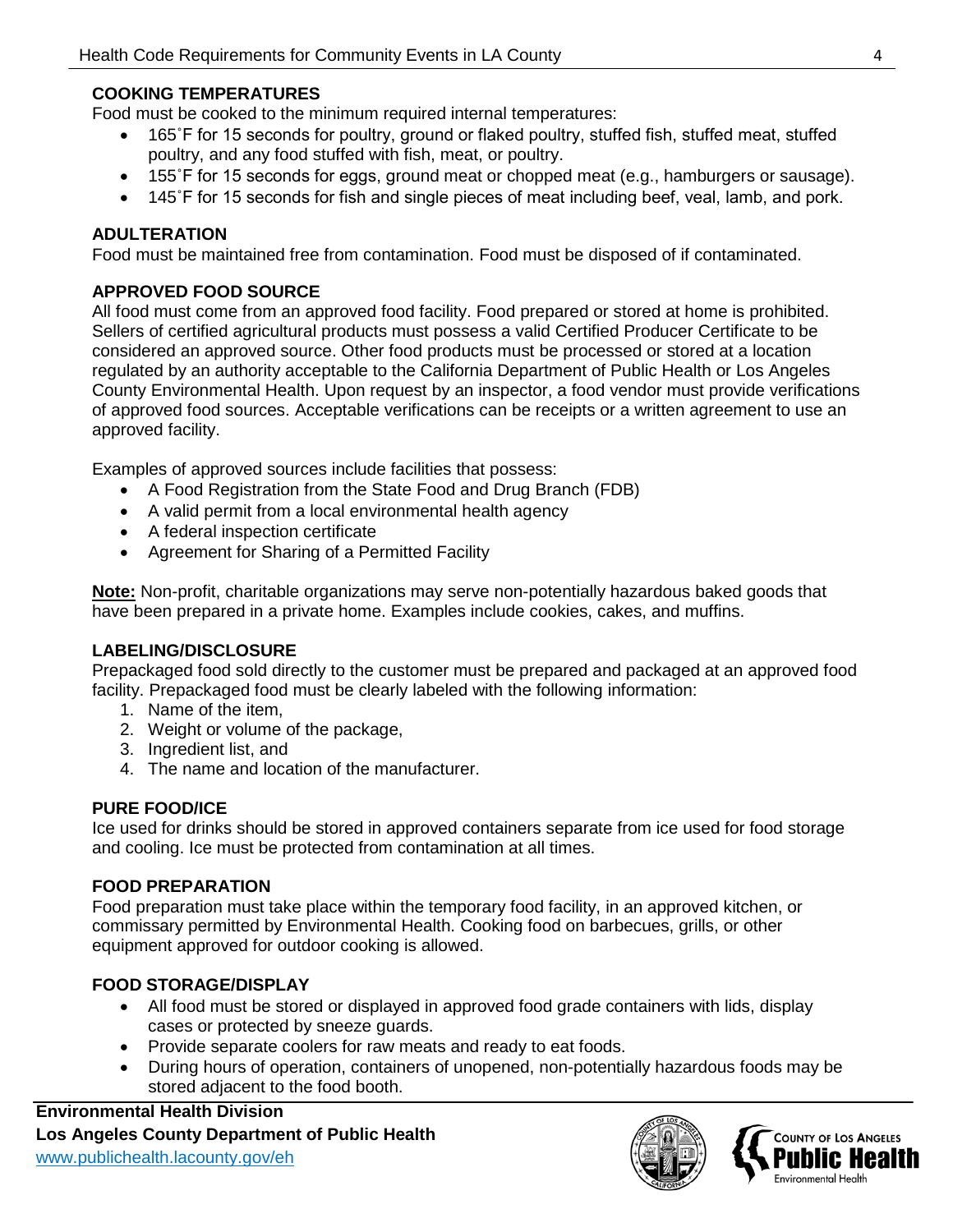## COOKING TEMPERATURES

Food must be cooked to the minimum required internal temperatures:

- 165˚F for 15 seconds for poultry, ground or flaked poultry, stuffed fish, stuffed meat, stuffed poultry, and any food stuffed with fish, meat, or poultry.
- 155˚F for 15 seconds for eggs, ground meat or chopped meat (e.g., hamburgers or sausage).
- 145˚F for 15 seconds for fish and single pieces of meat including beef, veal, lamb, and pork.

## ADULTERATION

Food must be maintained free from contamination. Food must be disposed of if contaminated.

## APPROVED FOOD SOURCE

All food must come from an approved food facility. Food prepared or stored at home is prohibited. Sellers of certified agricultural products must possess a valid Certified Producer Certificate to be considered an approved source. Other food products must be processed or stored at a location regulated by an authority acceptable to the California Department of Public Health or Los Angeles County Environmental Health. Upon request by an inspector, a food vendor must provide verifications of approved food sources. Acceptable verifications can be receipts or a written agreement to use an approved facility.

Examples of approved sources include facilities that possess:

- A Food Registration from the State Food and Drug Branch (FDB)
- A valid permit from a local environmental health agency
- A federal inspection certificate
- Agreement for Sharing of a Permitted Facility

**Note:** Non-profit, charitable organizations may serve non-potentially hazardous baked goods that have been prepared in a private home. Examples include cookies, cakes, and muffins.

## LABELING/DISCLOSURE

Prepackaged food sold directly to the customer must be prepared and packaged at an approved food facility. Prepackaged food must be clearly labeled with the following information:

1. Name of the item,
2. Weight or volume of the package,
3. Ingredient list, and
4. The name and location of the manufacturer.

## PURE FOOD/ICE

Ice used for drinks should be stored in approved containers separate from ice used for food storage and cooling. Ice must be protected from contamination at all times.

## FOOD PREPARATION

Food preparation must take place within the temporary food facility, in an approved kitchen, or commissary permitted by Environmental Health. Cooking food on barbecues, grills, or other equipment approved for outdoor cooking is allowed.

## FOOD STORAGE/DISPLAY

- All food must be stored or displayed in approved food grade containers with lids, display cases or protected by sneeze guards.
- Provide separate coolers for raw meats and ready to eat foods.
- During hours of operation, containers of unopened, non-potentially hazardous foods may be stored adjacent to the food booth.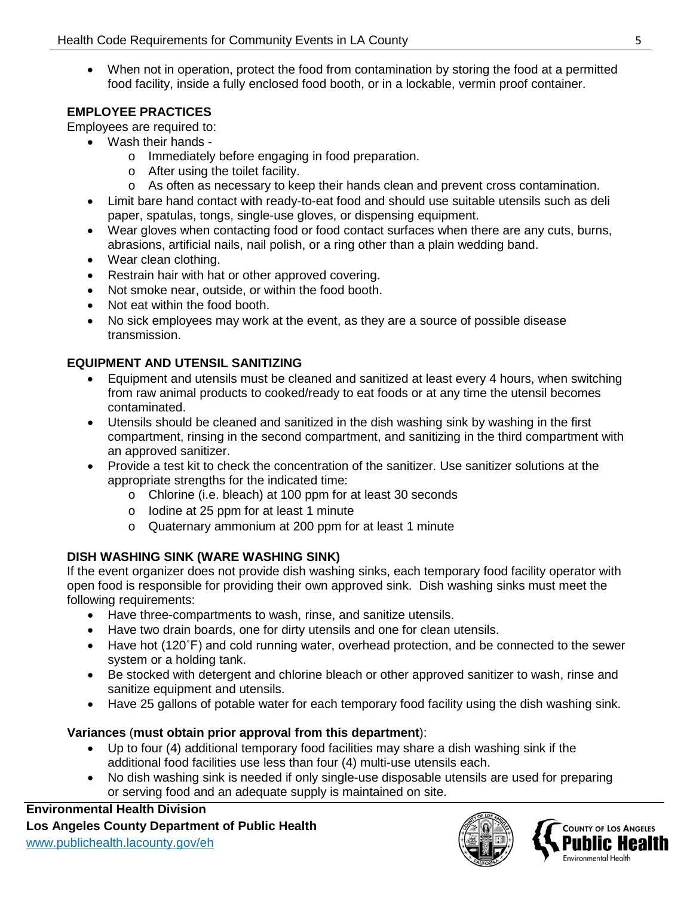- When not in operation, protect the food from contamination by storing the food at a permitted food facility, inside a fully enclosed food booth, or in a lockable, vermin proof container.

## EMPLOYEE PRACTICES

Employees are required to:

- Wash their hands -
  - Immediately before engaging in food preparation.
  - After using the toilet facility.
  - As often as necessary to keep their hands clean and prevent cross contamination.
- Limit bare hand contact with ready-to-eat food and should use suitable utensils such as deli paper, spatulas, tongs, single-use gloves, or dispensing equipment.
- Wear gloves when contacting food or food contact surfaces when there are any cuts, burns, abrasions, artificial nails, nail polish, or a ring other than a plain wedding band.
- Wear clean clothing.
- Restrain hair with hat or other approved covering.
- Not smoke near, outside, or within the food booth.
- Not eat within the food booth.
- No sick employees may work at the event, as they are a source of possible disease transmission.

## EQUIPMENT AND UTENSIL SANITIZING

- Equipment and utensils must be cleaned and sanitized at least every 4 hours, when switching from raw animal products to cooked/ready to eat foods or at any time the utensil becomes contaminated.
- Utensils should be cleaned and sanitized in the dish washing sink by washing in the first compartment, rinsing in the second compartment, and sanitizing in the third compartment with an approved sanitizer.
- Provide a test kit to check the concentration of the sanitizer. Use sanitizer solutions at the appropriate strengths for the indicated time:
  - Chlorine (i.e. bleach) at 100 ppm for at least 30 seconds
  - Iodine at 25 ppm for at least 1 minute
  - Quaternary ammonium at 200 ppm for at least 1 minute

## DISH WASHING SINK (WARE WASHING SINK)

If the event organizer does not provide dish washing sinks, each temporary food facility operator with open food is responsible for providing their own approved sink. Dish washing sinks must meet the following requirements:

- Have three-compartments to wash, rinse, and sanitize utensils.
- Have two drain boards, one for dirty utensils and one for clean utensils.
- Have hot (120˚F) and cold running water, overhead protection, and be connected to the sewer system or a holding tank.
- Be stocked with detergent and chlorine bleach or other approved sanitizer to wash, rinse and sanitize equipment and utensils.
- Have 25 gallons of potable water for each temporary food facility using the dish washing sink.

**Variances** (**must obtain prior approval from this department**):

- Up to four (4) additional temporary food facilities may share a dish washing sink if the additional food facilities use less than four (4) multi-use utensils each.
- No dish washing sink is needed if only single-use disposable utensils are used for preparing or serving food and an adequate supply is maintained on site.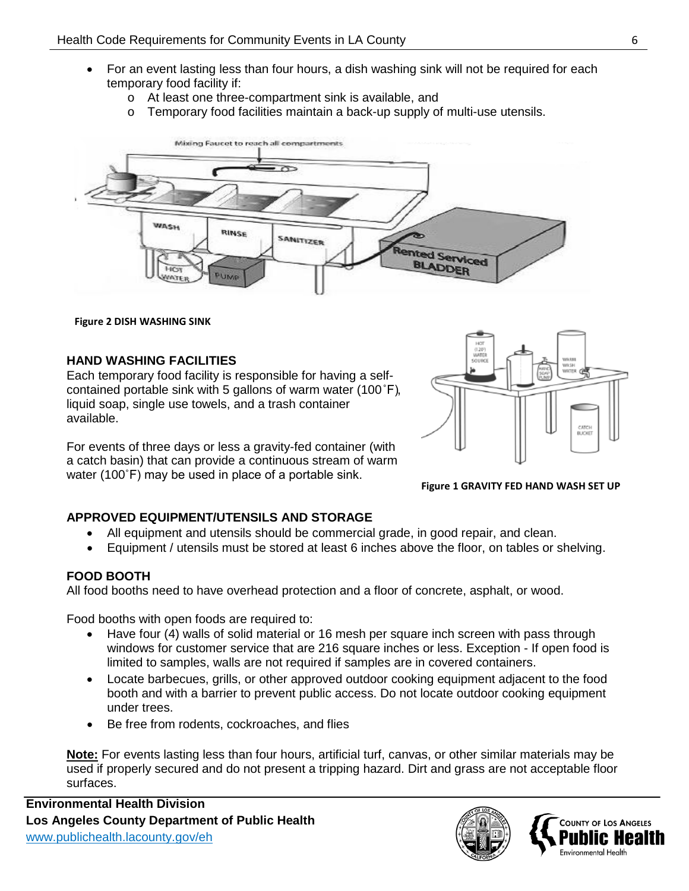- For an event lasting less than four hours, a dish washing sink will not be required for each temporary food facility if:
  - At least one three-compartment sink is available, and
  - Temporary food facilities maintain a back-up supply of multi-use utensils.

**Figure 2 DISH WASHING SINK**

### HAND WASHING FACILITIES

Each temporary food facility is responsible for having a self-contained portable sink with 5 gallons of warm water (100˚F), liquid soap, single use towels, and a trash container available.

For events of three days or less a gravity-fed container (with a catch basin) that can provide a continuous stream of warm water (100˚F) may be used in place of a portable sink.

**Figure 1 GRAVITY FED HAND WASH SET UP**

### APPROVED EQUIPMENT/UTENSILS AND STORAGE

- All equipment and utensils should be commercial grade, in good repair, and clean.
- Equipment / utensils must be stored at least 6 inches above the floor, on tables or shelving.

### FOOD BOOTH

All food booths need to have overhead protection and a floor of concrete, asphalt, or wood.

Food booths with open foods are required to:

- Have four (4) walls of solid material or 16 mesh per square inch screen with pass through windows for customer service that are 216 square inches or less. Exception - If open food is limited to samples, walls are not required if samples are in covered containers.
- Locate barbecues, grills, or other approved outdoor cooking equipment adjacent to the food booth and with a barrier to prevent public access. Do not locate outdoor cooking equipment under trees.
- Be free from rodents, cockroaches, and flies

**Note:** For events lasting less than four hours, artificial turf, canvas, or other similar materials may be used if properly secured and do not present a tripping hazard. Dirt and grass are not acceptable floor surfaces.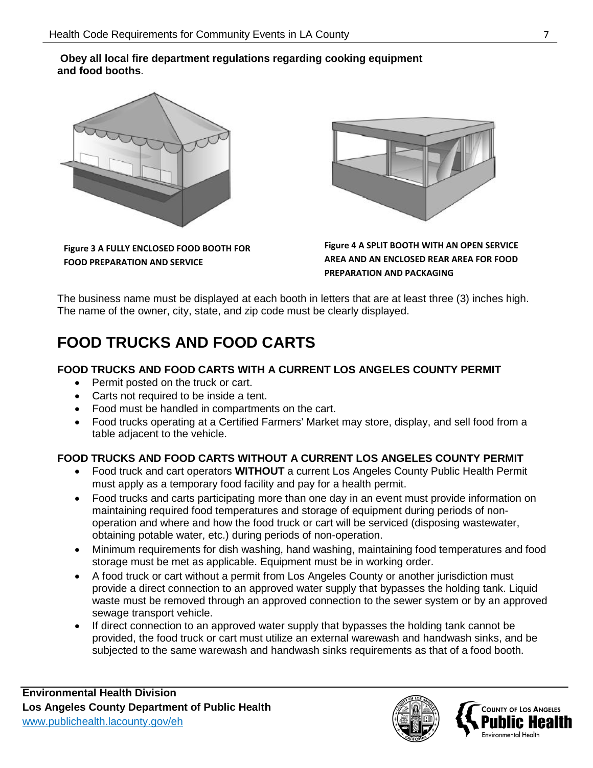**Obey all local fire department regulations regarding cooking equipment and food booths**.

**Figure 3 A FULLY ENCLOSED FOOD BOOTH FOR FOOD PREPARATION AND SERVICE**

**Figure 4 A SPLIT BOOTH WITH AN OPEN SERVICE AREA AND AN ENCLOSED REAR AREA FOR FOOD PREPARATION AND PACKAGING**

The business name must be displayed at each booth in letters that are at least three (3) inches high. The name of the owner, city, state, and zip code must be clearly displayed.

# FOOD TRUCKS AND FOOD CARTS

### FOOD TRUCKS AND FOOD CARTS WITH A CURRENT LOS ANGELES COUNTY PERMIT

- Permit posted on the truck or cart.
- Carts not required to be inside a tent.
- Food must be handled in compartments on the cart.
- Food trucks operating at a Certified Farmers' Market may store, display, and sell food from a table adjacent to the vehicle.

### FOOD TRUCKS AND FOOD CARTS WITHOUT A CURRENT LOS ANGELES COUNTY PERMIT

- Food truck and cart operators **WITHOUT** a current Los Angeles County Public Health Permit must apply as a temporary food facility and pay for a health permit.
- Food trucks and carts participating more than one day in an event must provide information on maintaining required food temperatures and storage of equipment during periods of non-operation and where and how the food truck or cart will be serviced (disposing wastewater, obtaining potable water, etc.) during periods of non-operation.
- Minimum requirements for dish washing, hand washing, maintaining food temperatures and food storage must be met as applicable. Equipment must be in working order.
- A food truck or cart without a permit from Los Angeles County or another jurisdiction must provide a direct connection to an approved water supply that bypasses the holding tank. Liquid waste must be removed through an approved connection to the sewer system or by an approved sewage transport vehicle.
- If direct connection to an approved water supply that bypasses the holding tank cannot be provided, the food truck or cart must utilize an external warewash and handwash sinks, and be subjected to the same warewash and handwash sinks requirements as that of a food booth.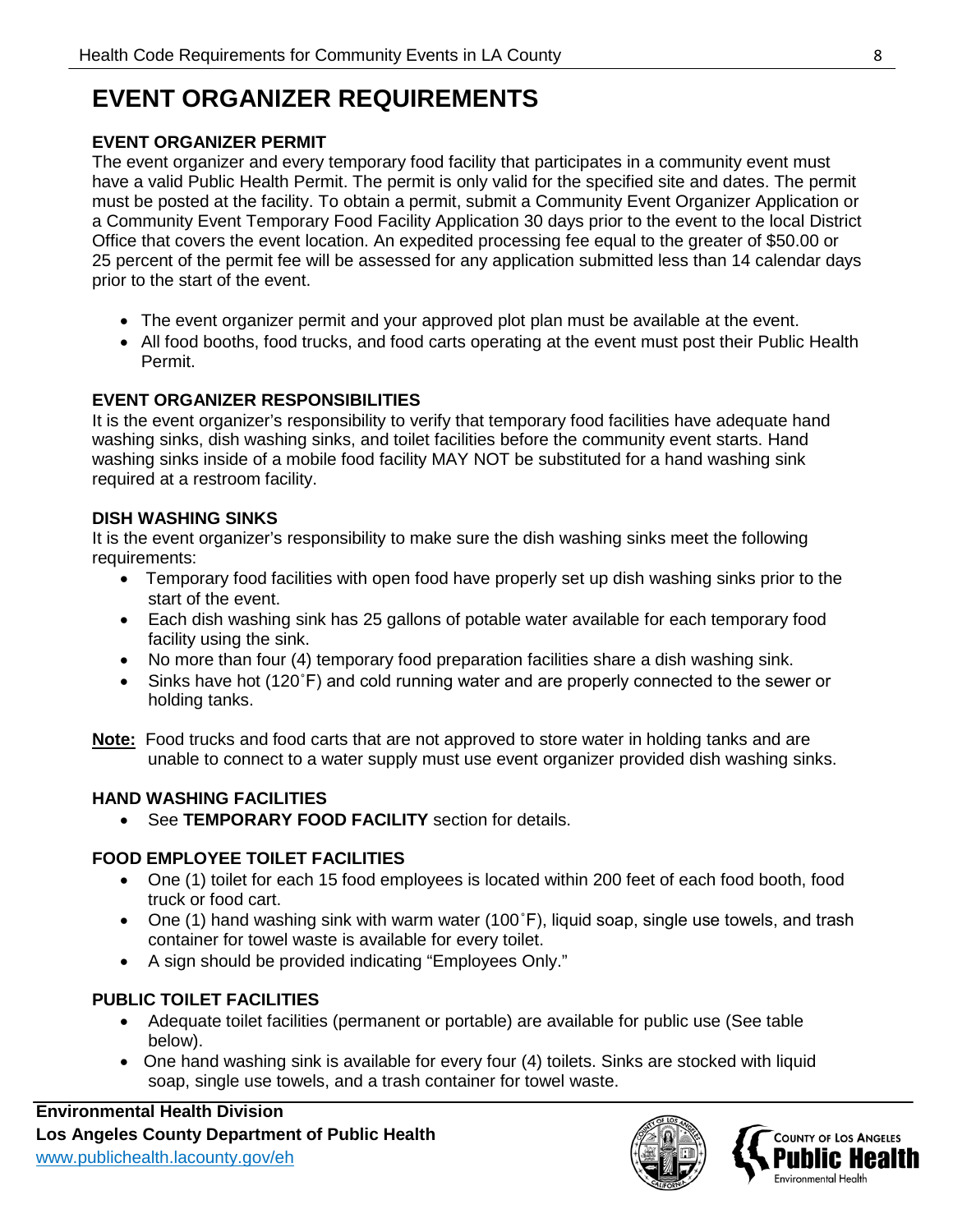# EVENT ORGANIZER REQUIREMENTS

### EVENT ORGANIZER PERMIT

The event organizer and every temporary food facility that participates in a community event must have a valid Public Health Permit. The permit is only valid for the specified site and dates. The permit must be posted at the facility. To obtain a permit, submit a Community Event Organizer Application or a Community Event Temporary Food Facility Application 30 days prior to the event to the local District Office that covers the event location. An expedited processing fee equal to the greater of $50.00 or 25 percent of the permit fee will be assessed for any application submitted less than 14 calendar days prior to the start of the event.

- The event organizer permit and your approved plot plan must be available at the event.
- All food booths, food trucks, and food carts operating at the event must post their Public Health Permit.

### EVENT ORGANIZER RESPONSIBILITIES

It is the event organizer's responsibility to verify that temporary food facilities have adequate hand washing sinks, dish washing sinks, and toilet facilities before the community event starts. Hand washing sinks inside of a mobile food facility MAY NOT be substituted for a hand washing sink required at a restroom facility.

### DISH WASHING SINKS

It is the event organizer's responsibility to make sure the dish washing sinks meet the following requirements:

- Temporary food facilities with open food have properly set up dish washing sinks prior to the start of the event.
- Each dish washing sink has 25 gallons of potable water available for each temporary food facility using the sink.
- No more than four (4) temporary food preparation facilities share a dish washing sink.
- Sinks have hot (120˚F) and cold running water and are properly connected to the sewer or holding tanks.

**Note:** Food trucks and food carts that are not approved to store water in holding tanks and are unable to connect to a water supply must use event organizer provided dish washing sinks.

### HAND WASHING FACILITIES

- See **TEMPORARY FOOD FACILITY** section for details.

### FOOD EMPLOYEE TOILET FACILITIES

- One (1) toilet for each 15 food employees is located within 200 feet of each food booth, food truck or food cart.
- One (1) hand washing sink with warm water (100˚F), liquid soap, single use towels, and trash container for towel waste is available for every toilet.
- A sign should be provided indicating "Employees Only."

### PUBLIC TOILET FACILITIES

- Adequate toilet facilities (permanent or portable) are available for public use (See table below).
- One hand washing sink is available for every four (4) toilets. Sinks are stocked with liquid soap, single use towels, and a trash container for towel waste.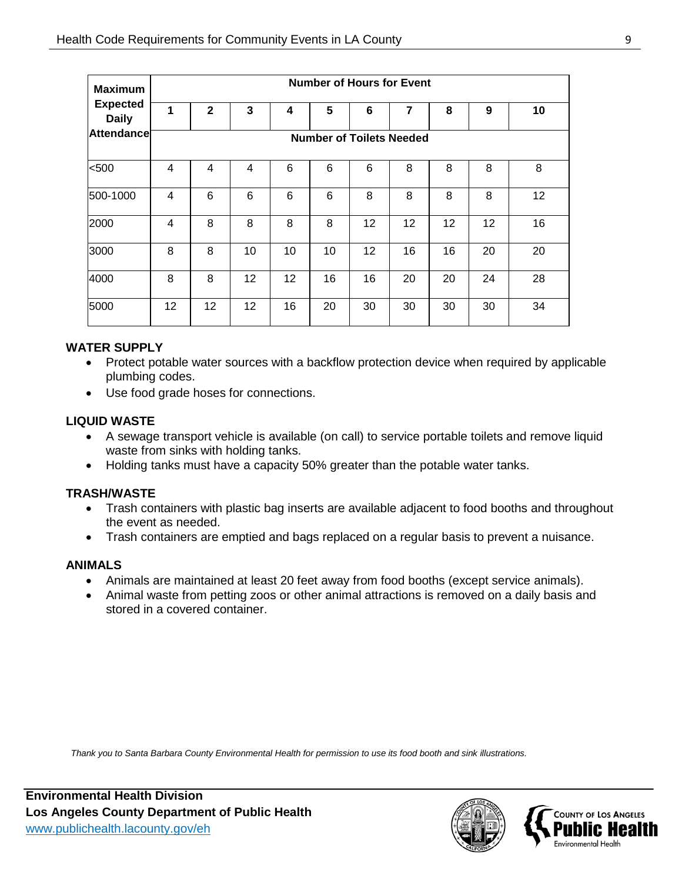| Maximum Expected Daily Attendance | Number of Hours for Event | | | | | | | | | |
|---|---|---|---|---|---|---|---|---|---|---|
| | 1 | 2 | 3 | 4 | 5 | 6 | 7 | 8 | 9 | 10 |
| | Number of Toilets Needed | | | | | | | | | |
| <500 | 4 | 4 | 4 | 6 | 6 | 6 | 8 | 8 | 8 | 8 |
| 500-1000 | 4 | 6 | 6 | 6 | 6 | 8 | 8 | 8 | 8 | 12 |
| 2000 | 4 | 8 | 8 | 8 | 8 | 12 | 12 | 12 | 12 | 16 |
| 3000 | 8 | 8 | 10 | 10 | 10 | 12 | 16 | 16 | 20 | 20 |
| 4000 | 8 | 8 | 12 | 12 | 16 | 16 | 20 | 20 | 24 | 28 |
| 5000 | 12 | 12 | 12 | 16 | 20 | 30 | 30 | 30 | 30 | 34 |

**WATER SUPPLY**

- Protect potable water sources with a backflow protection device when required by applicable plumbing codes.
- Use food grade hoses for connections.

**LIQUID WASTE**

- A sewage transport vehicle is available (on call) to service portable toilets and remove liquid waste from sinks with holding tanks.
- Holding tanks must have a capacity 50% greater than the potable water tanks.

**TRASH/WASTE**

- Trash containers with plastic bag inserts are available adjacent to food booths and throughout the event as needed.
- Trash containers are emptied and bags replaced on a regular basis to prevent a nuisance.

**ANIMALS**

- Animals are maintained at least 20 feet away from food booths (except service animals).
- Animal waste from petting zoos or other animal attractions is removed on a daily basis and stored in a covered container.

*Thank you to Santa Barbara County Environmental Health for permission to use its food booth and sink illustrations.*